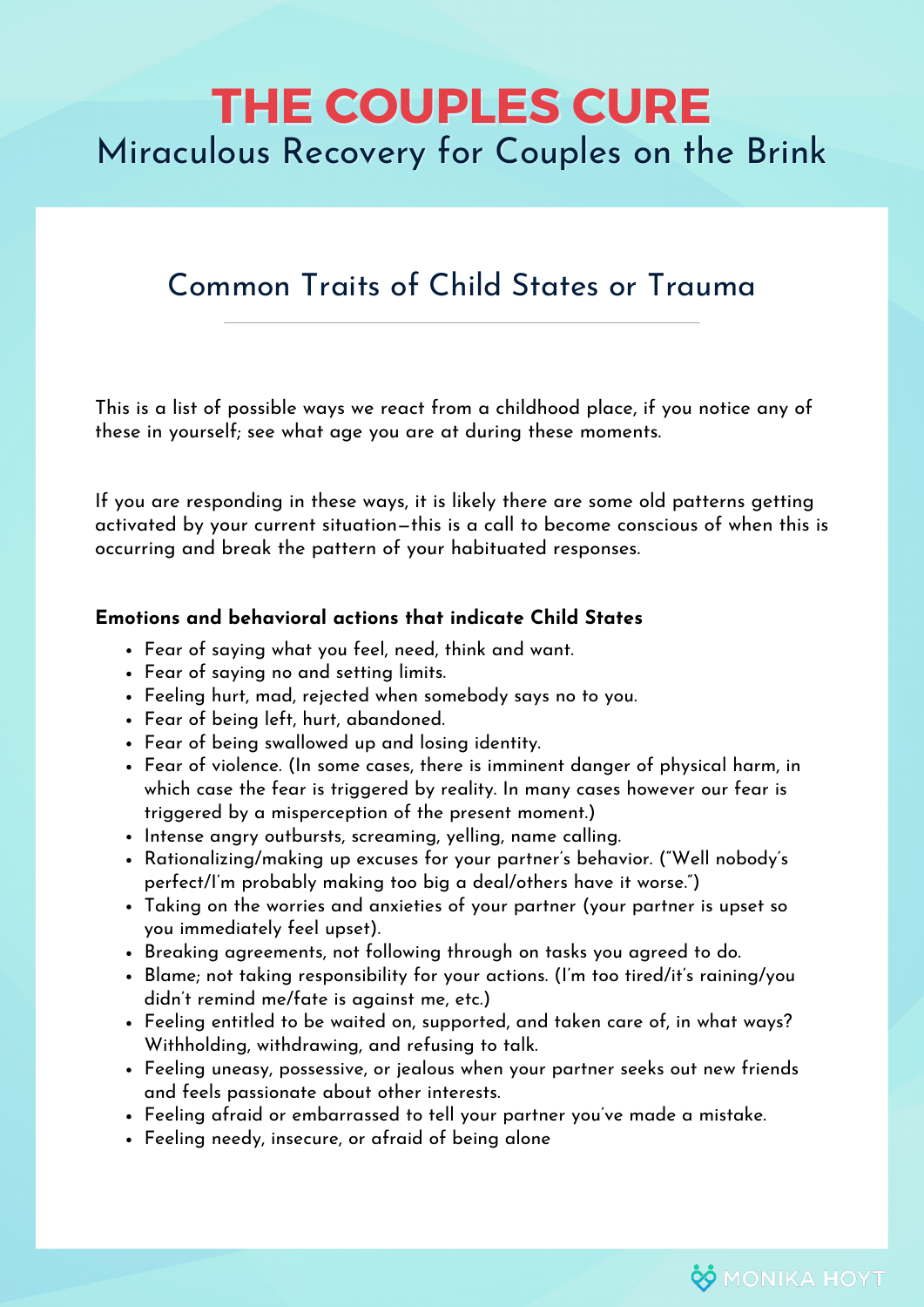# THE COUPLES CURE

## Miraculous Recovery for Couples on the Brink

### Common Traits of Child States or Trauma

This is a list of possible ways we react from a childhood place, if you notice any of these in yourself; see what age you are at during these moments.

If you are responding in these ways, it is likely there are some old patterns getting activated by your current situation—this is a call to become conscious of when this is occurring and break the pattern of your habituated responses.

**Emotions and behavioral actions that indicate Child States**

- Fear of saying what you feel, need, think and want.
- Fear of saying no and setting limits.
- Feeling hurt, mad, rejected when somebody says no to you.
- Fear of being left, hurt, abandoned.
- Fear of being swallowed up and losing identity.
- Fear of violence. (In some cases, there is imminent danger of physical harm, in which case the fear is triggered by reality. In many cases however our fear is triggered by a misperception of the present moment.)
- Intense angry outbursts, screaming, yelling, name calling.
- Rationalizing/making up excuses for your partner's behavior. ("Well nobody's perfect/I'm probably making too big a deal/others have it worse.")
- Taking on the worries and anxieties of your partner (your partner is upset so you immediately feel upset).
- Breaking agreements, not following through on tasks you agreed to do.
- Blame; not taking responsibility for your actions. (I'm too tired/it's raining/you didn't remind me/fate is against me, etc.)
- Feeling entitled to be waited on, supported, and taken care of, in what ways? Withholding, withdrawing, and refusing to talk.
- Feeling uneasy, possessive, or jealous when your partner seeks out new friends and feels passionate about other interests.
- Feeling afraid or embarrassed to tell your partner you've made a mistake.
- Feeling needy, insecure, or afraid of being alone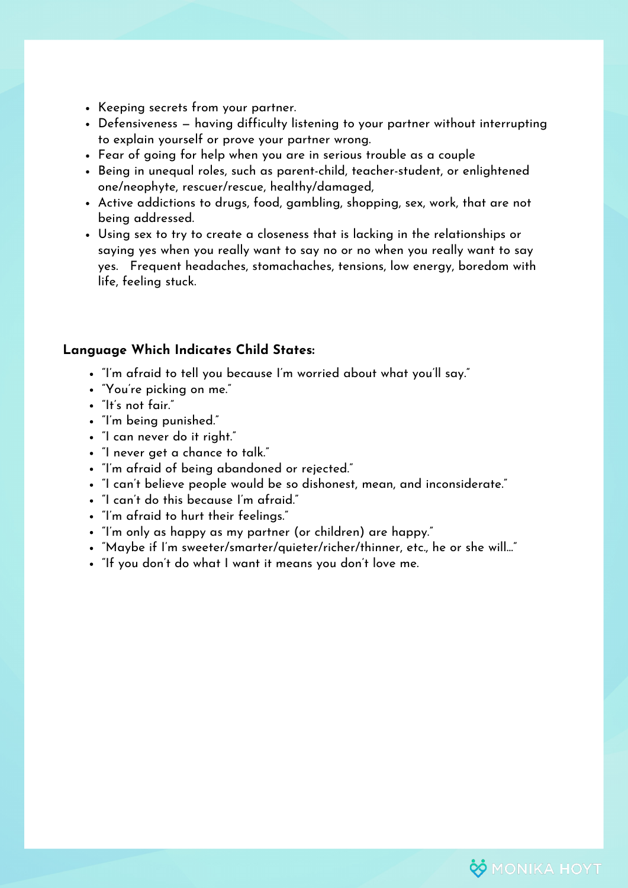- Keeping secrets from your partner.
- Defensiveness – having difficulty listening to your partner without interrupting to explain yourself or prove your partner wrong.
- Fear of going for help when you are in serious trouble as a couple
- Being in unequal roles, such as parent-child, teacher-student, or enlightened one/neophyte, rescuer/rescue, healthy/damaged,
- Active addictions to drugs, food, gambling, shopping, sex, work, that are not being addressed.
- Using sex to try to create a closeness that is lacking in the relationships or saying yes when you really want to say no or no when you really want to say yes.  Frequent headaches, stomachaches, tensions, low energy, boredom with life, feeling stuck.

**Language Which Indicates Child States:**

- "I'm afraid to tell you because I'm worried about what you'll say."
- "You're picking on me."
- "It's not fair."
- "I'm being punished."
- "I can never do it right."
- "I never get a chance to talk."
- "I'm afraid of being abandoned or rejected."
- "I can't believe people would be so dishonest, mean, and inconsiderate."
- "I can't do this because I'm afraid."
- "I'm afraid to hurt their feelings."
- "I'm only as happy as my partner (or children) are happy."
- "Maybe if I'm sweeter/smarter/quieter/richer/thinner, etc., he or she will..."
- "If you don't do what I want it means you don't love me.